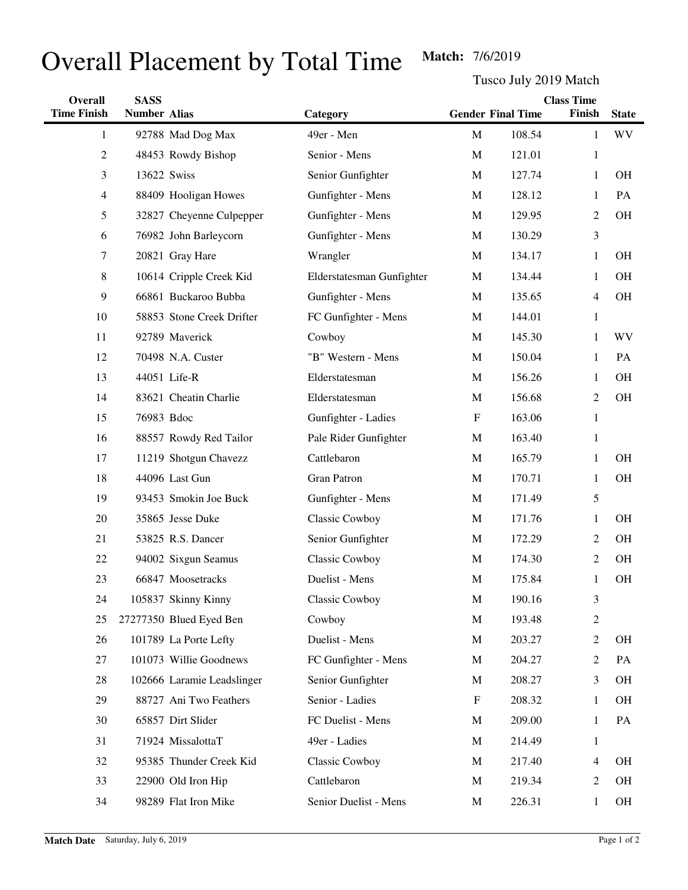# Overall Placement by Total Time

**Match:** 7/6/2019

Tusco July 2019 Match

| Overall Time Finish | SASS Number | Alias | Category | Gender | Final Time | Class Time Finish | State |
|---|---|---|---|---|---|---|---|
| 1 | 92788 | Mad Dog Max | 49er - Men | M | 108.54 | 1 | WV |
| 2 | 48453 | Rowdy Bishop | Senior - Mens | M | 121.01 | 1 | |
| 3 | 13622 | Swiss | Senior Gunfighter | M | 127.74 | 1 | OH |
| 4 | 88409 | Hooligan Howes | Gunfighter - Mens | M | 128.12 | 1 | PA |
| 5 | 32827 | Cheyenne Culpepper | Gunfighter - Mens | M | 129.95 | 2 | OH |
| 6 | 76982 | John Barleycorn | Gunfighter - Mens | M | 130.29 | 3 | |
| 7 | 20821 | Gray Hare | Wrangler | M | 134.17 | 1 | OH |
| 8 | 10614 | Cripple Creek Kid | Elderstatesman Gunfighter | M | 134.44 | 1 | OH |
| 9 | 66861 | Buckaroo Bubba | Gunfighter - Mens | M | 135.65 | 4 | OH |
| 10 | 58853 | Stone Creek Drifter | FC Gunfighter - Mens | M | 144.01 | 1 | |
| 11 | 92789 | Maverick | Cowboy | M | 145.30 | 1 | WV |
| 12 | 70498 | N.A. Custer | "B" Western - Mens | M | 150.04 | 1 | PA |
| 13 | 44051 | Life-R | Elderstatesman | M | 156.26 | 1 | OH |
| 14 | 83621 | Cheatin Charlie | Elderstatesman | M | 156.68 | 2 | OH |
| 15 | 76983 | Bdoc | Gunfighter - Ladies | F | 163.06 | 1 | |
| 16 | 88557 | Rowdy Red Tailor | Pale Rider Gunfighter | M | 163.40 | 1 | |
| 17 | 11219 | Shotgun Chavezz | Cattlebaron | M | 165.79 | 1 | OH |
| 18 | 44096 | Last Gun | Gran Patron | M | 170.71 | 1 | OH |
| 19 | 93453 | Smokin Joe Buck | Gunfighter - Mens | M | 171.49 | 5 | |
| 20 | 35865 | Jesse Duke | Classic Cowboy | M | 171.76 | 1 | OH |
| 21 | 53825 | R.S. Dancer | Senior Gunfighter | M | 172.29 | 2 | OH |
| 22 | 94002 | Sixgun Seamus | Classic Cowboy | M | 174.30 | 2 | OH |
| 23 | 66847 | Moosetracks | Duelist - Mens | M | 175.84 | 1 | OH |
| 24 | 105837 | Skinny Kinny | Classic Cowboy | M | 190.16 | 3 | |
| 25 | 27277350 | Blued Eyed Ben | Cowboy | M | 193.48 | 2 | |
| 26 | 101789 | La Porte Lefty | Duelist - Mens | M | 203.27 | 2 | OH |
| 27 | 101073 | Willie Goodnews | FC Gunfighter - Mens | M | 204.27 | 2 | PA |
| 28 | 102666 | Laramie Leadslinger | Senior Gunfighter | M | 208.27 | 3 | OH |
| 29 | 88727 | Ani Two Feathers | Senior - Ladies | F | 208.32 | 1 | OH |
| 30 | 65857 | Dirt Slider | FC Duelist - Mens | M | 209.00 | 1 | PA |
| 31 | 71924 | MissalottaT | 49er - Ladies | M | 214.49 | 1 | |
| 32 | 95385 | Thunder Creek Kid | Classic Cowboy | M | 217.40 | 4 | OH |
| 33 | 22900 | Old Iron Hip | Cattlebaron | M | 219.34 | 2 | OH |
| 34 | 98289 | Flat Iron Mike | Senior Duelist - Mens | M | 226.31 | 1 | OH |

**Match Date** Saturday, July 6, 2019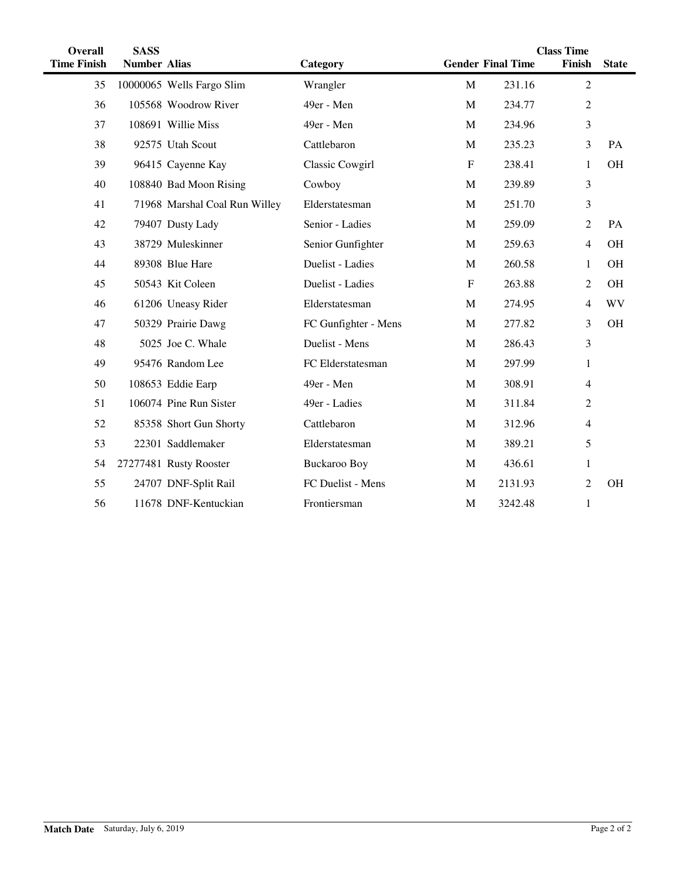| Overall Time Finish | SASS Number | Alias | Category | Gender | Final Time | Class Time Finish | State |
|---|---|---|---|---|---|---|---|
| 35 | 10000065 | Wells Fargo Slim | Wrangler | M | 231.16 | 2 | |
| 36 | 105568 | Woodrow River | 49er - Men | M | 234.77 | 2 | |
| 37 | 108691 | Willie Miss | 49er - Men | M | 234.96 | 3 | |
| 38 | 92575 | Utah Scout | Cattlebaron | M | 235.23 | 3 | PA |
| 39 | 96415 | Cayenne Kay | Classic Cowgirl | F | 238.41 | 1 | OH |
| 40 | 108840 | Bad Moon Rising | Cowboy | M | 239.89 | 3 | |
| 41 | 71968 | Marshal Coal Run Willey | Elderstatesman | M | 251.70 | 3 | |
| 42 | 79407 | Dusty Lady | Senior - Ladies | M | 259.09 | 2 | PA |
| 43 | 38729 | Muleskinner | Senior Gunfighter | M | 259.63 | 4 | OH |
| 44 | 89308 | Blue Hare | Duelist - Ladies | M | 260.58 | 1 | OH |
| 45 | 50543 | Kit Coleen | Duelist - Ladies | F | 263.88 | 2 | OH |
| 46 | 61206 | Uneasy Rider | Elderstatesman | M | 274.95 | 4 | WV |
| 47 | 50329 | Prairie Dawg | FC Gunfighter - Mens | M | 277.82 | 3 | OH |
| 48 | 5025 | Joe C. Whale | Duelist - Mens | M | 286.43 | 3 | |
| 49 | 95476 | Random Lee | FC Elderstatesman | M | 297.99 | 1 | |
| 50 | 108653 | Eddie Earp | 49er - Men | M | 308.91 | 4 | |
| 51 | 106074 | Pine Run Sister | 49er - Ladies | M | 311.84 | 2 | |
| 52 | 85358 | Short Gun Shorty | Cattlebaron | M | 312.96 | 4 | |
| 53 | 22301 | Saddlemaker | Elderstatesman | M | 389.21 | 5 | |
| 54 | 27277481 | Rusty Rooster | Buckaroo Boy | M | 436.61 | 1 | |
| 55 | 24707 | DNF-Split Rail | FC Duelist - Mens | M | 2131.93 | 2 | OH |
| 56 | 11678 | DNF-Kentuckian | Frontiersman | M | 3242.48 | 1 | |

**Match Date** Saturday, July 6, 2019